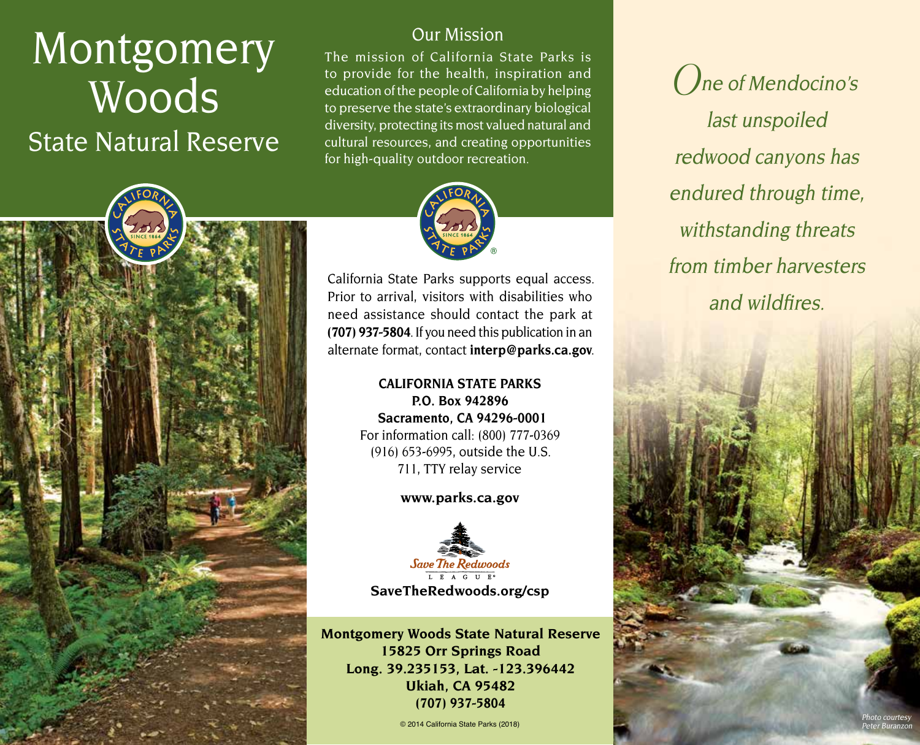# Montgomery Woods

## State Natural Reserve

### Our Mission

The mission of California State Parks is to provide for the health, inspiration and education of the people of California by helping to preserve the state's extraordinary biological diversity, protecting its most valued natural and cultural resources, and creating opportunities for high-quality outdoor recreation.

California State Parks supports equal access. Prior to arrival, visitors with disabilities who need assistance should contact the park at **(707) 937-5804**. If you need this publication in an alternate format, contact **interp@parks.ca.gov**.

**CALIFORNIA STATE PARKS**
**P.O. Box 942896**
**Sacramento, CA 94296-0001**
For information call: (800) 777-0369
(916) 653-6995, outside the U.S.
711, TTY relay service

**www.parks.ca.gov**

Save The Redwoods League
**SaveTheRedwoods.org/csp**

**Montgomery Woods State Natural Reserve**
**15825 Orr Springs Road**
**Long. 39.235153, Lat. -123.396442**
**Ukiah, CA 95482**
**(707) 937-5804**

© 2014 California State Parks (2018)

*One of Mendocino's last unspoiled redwood canyons has endured through time, withstanding threats from timber harvesters and wildfires.*

*Photo courtesy Peter Buranzon*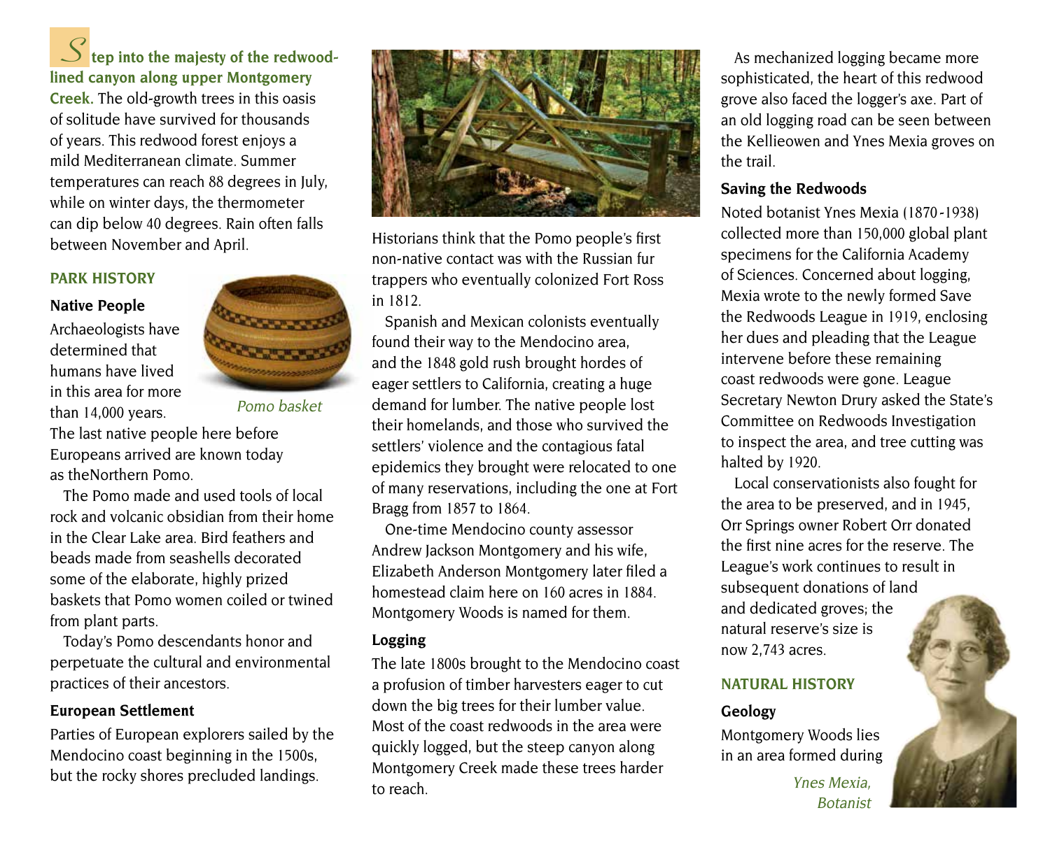**Step into the majesty of the redwood-lined canyon along upper Montgomery Creek.** The old-growth trees in this oasis of solitude have survived for thousands of years. This redwood forest enjoys a mild Mediterranean climate. Summer temperatures can reach 88 degrees in July, while on winter days, the thermometer can dip below 40 degrees. Rain often falls between November and April.

## PARK HISTORY

### Native People

Archaeologists have determined that humans have lived in this area for more than 14,000 years. The last native people here before Europeans arrived are known today as theNorthern Pomo.

*Pomo basket*

The Pomo made and used tools of local rock and volcanic obsidian from their home in the Clear Lake area. Bird feathers and beads made from seashells decorated some of the elaborate, highly prized baskets that Pomo women coiled or twined from plant parts.

Today's Pomo descendants honor and perpetuate the cultural and environmental practices of their ancestors.

### European Settlement

Parties of European explorers sailed by the Mendocino coast beginning in the 1500s, but the rocky shores precluded landings. Historians think that the Pomo people's first non-native contact was with the Russian fur trappers who eventually colonized Fort Ross in 1812.

Spanish and Mexican colonists eventually found their way to the Mendocino area, and the 1848 gold rush brought hordes of eager settlers to California, creating a huge demand for lumber. The native people lost their homelands, and those who survived the settlers' violence and the contagious fatal epidemics they brought were relocated to one of many reservations, including the one at Fort Bragg from 1857 to 1864.

One-time Mendocino county assessor Andrew Jackson Montgomery and his wife, Elizabeth Anderson Montgomery later filed a homestead claim here on 160 acres in 1884. Montgomery Woods is named for them.

### Logging

The late 1800s brought to the Mendocino coast a profusion of timber harvesters eager to cut down the big trees for their lumber value. Most of the coast redwoods in the area were quickly logged, but the steep canyon along Montgomery Creek made these trees harder to reach.

As mechanized logging became more sophisticated, the heart of this redwood grove also faced the logger's axe. Part of an old logging road can be seen between the Kellieowen and Ynes Mexia groves on the trail.

### Saving the Redwoods

Noted botanist Ynes Mexia (1870-1938) collected more than 150,000 global plant specimens for the California Academy of Sciences. Concerned about logging, Mexia wrote to the newly formed Save the Redwoods League in 1919, enclosing her dues and pleading that the League intervene before these remaining coast redwoods were gone. League Secretary Newton Drury asked the State's Committee on Redwoods Investigation to inspect the area, and tree cutting was halted by 1920.

Local conservationists also fought for the area to be preserved, and in 1945, Orr Springs owner Robert Orr donated the first nine acres for the reserve. The League's work continues to result in subsequent donations of land and dedicated groves; the natural reserve's size is now 2,743 acres.

*Ynes Mexia, Botanist*

## NATURAL HISTORY

### Geology

Montgomery Woods lies in an area formed during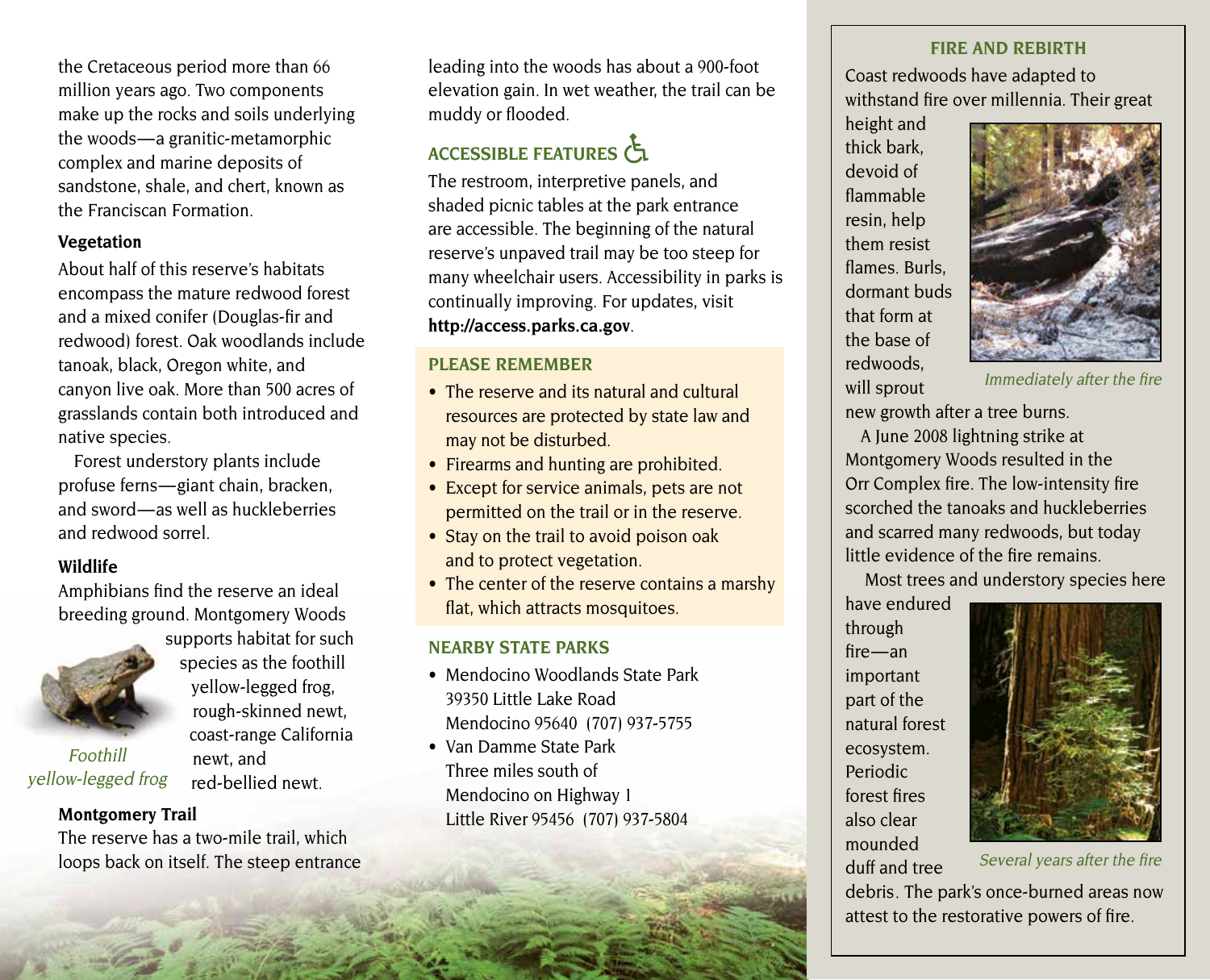the Cretaceous period more than 66 million years ago. Two components make up the rocks and soils underlying the woods—a granitic-metamorphic complex and marine deposits of sandstone, shale, and chert, known as the Franciscan Formation.

**Vegetation**

About half of this reserve's habitats encompass the mature redwood forest and a mixed conifer (Douglas-fir and redwood) forest. Oak woodlands include tanoak, black, Oregon white, and canyon live oak. More than 500 acres of grasslands contain both introduced and native species.

Forest understory plants include profuse ferns—giant chain, bracken, and sword—as well as huckleberries and redwood sorrel.

**Wildlife**

Amphibians find the reserve an ideal breeding ground. Montgomery Woods supports habitat for such species as the foothill yellow-legged frog, rough-skinned newt, coast-range California newt, and red-bellied newt.

*Foothill yellow-legged frog*

**Montgomery Trail**

The reserve has a two-mile trail, which loops back on itself. The steep entrance leading into the woods has about a 900-foot elevation gain. In wet weather, the trail can be muddy or flooded.

## ACCESSIBLE FEATURES

The restroom, interpretive panels, and shaded picnic tables at the park entrance are accessible. The beginning of the natural reserve's unpaved trail may be too steep for many wheelchair users. Accessibility in parks is continually improving. For updates, visit **http://access.parks.ca.gov**.

## PLEASE REMEMBER

- The reserve and its natural and cultural resources are protected by state law and may not be disturbed.
- Firearms and hunting are prohibited.
- Except for service animals, pets are not permitted on the trail or in the reserve.
- Stay on the trail to avoid poison oak and to protect vegetation.
- The center of the reserve contains a marshy flat, which attracts mosquitoes.

## NEARBY STATE PARKS

- Mendocino Woodlands State Park
  39350 Little Lake Road
  Mendocino 95640 (707) 937-5755
- Van Damme State Park
  Three miles south of
  Mendocino on Highway 1
  Little River 95456 (707) 937-5804

## FIRE AND REBIRTH

Coast redwoods have adapted to withstand fire over millennia. Their great height and thick bark, devoid of flammable resin, help them resist flames. Burls, dormant buds that form at the base of redwoods, will sprout new growth after a tree burns.

*Immediately after the fire*

A June 2008 lightning strike at Montgomery Woods resulted in the Orr Complex fire. The low-intensity fire scorched the tanoaks and huckleberries and scarred many redwoods, but today little evidence of the fire remains.

Most trees and understory species here have endured through fire—an important part of the natural forest ecosystem. Periodic forest fires also clear mounded duff and tree debris. The park's once-burned areas now attest to the restorative powers of fire.

*Several years after the fire*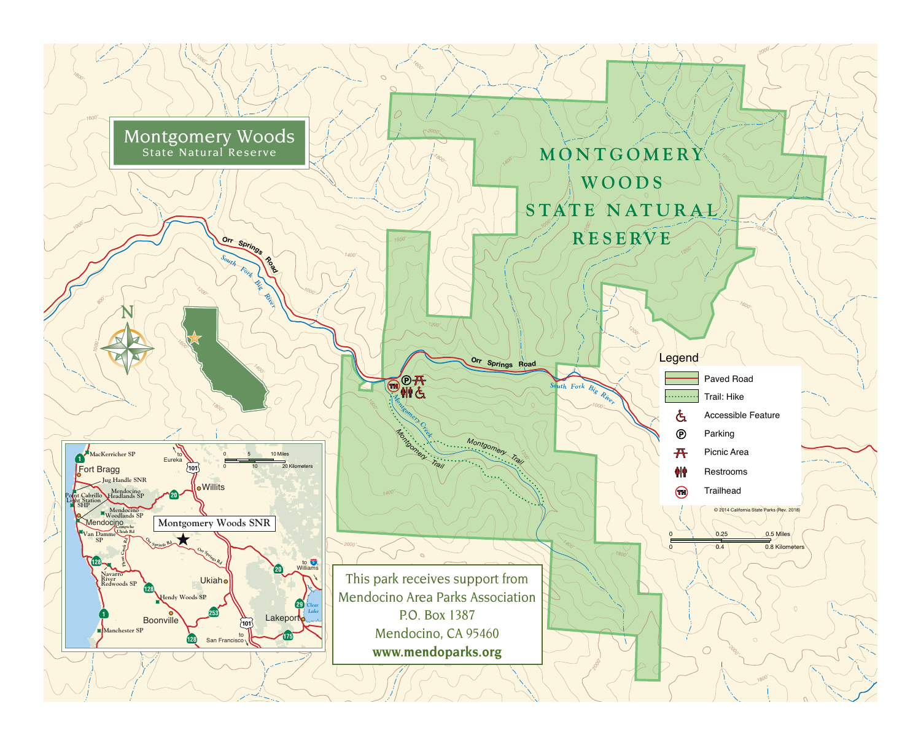# Montgomery Woods

State Natural Reserve

MONTGOMERY WOODS STATE NATURAL RESERVE

Orr Springs Road

South Fork Big River

Montgomery Creek

Montgomery Trail

Legend

- Paved Road
- Trail: Hike
- Accessible Feature
- Parking
- Picnic Area
- Restrooms
- Trailhead

© 2014 California State Parks (Rev. 2018)

0 0.25 0.5 Miles

0 0.4 0.8 Kilometers

MacKerricher SP
Fort Bragg
Jug Handle SNR
Point Cabrillo Light Station SHP
Mendocino Headlands SP
Mendocino Woodlands SP
Mendocino
Comptche Ukiah Rd
Van Damme SP
Flynn Creek Rd
Navarro River Redwoods SP
Hendy Woods SP
Boonville
Manchester SP
to Eureka
Willits
Montgomery Woods SNR
Orr Springs Rd
Ukiah
to Williams
Clear Lake
Lakeport
to San Francisco

0 5 10 Miles

0 10 20 Kilometers

This park receives support from
Mendocino Area Parks Association
P.O. Box 1387
Mendocino, CA 95460
**www.mendoparks.org**